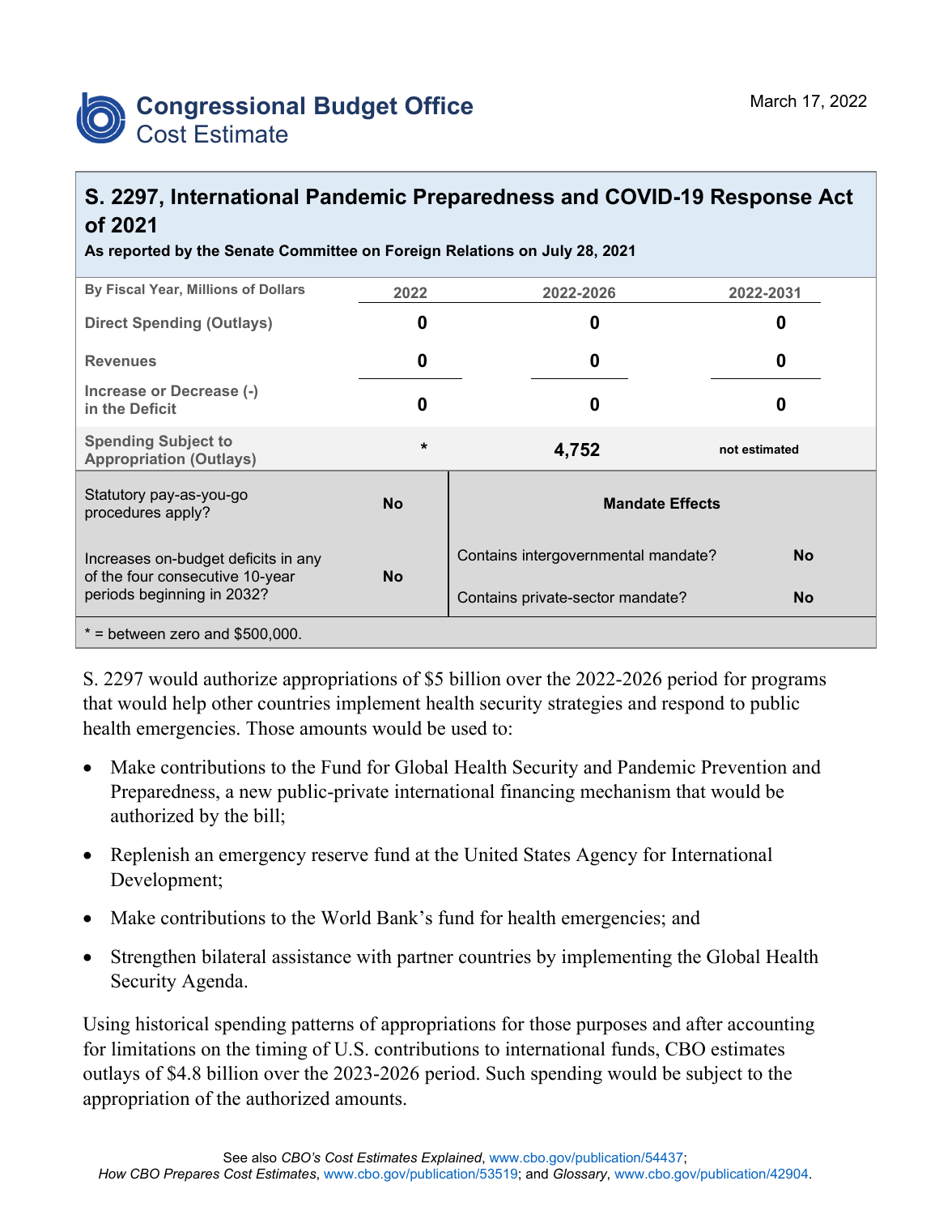**Congressional Budget Office**
Cost Estimate

March 17, 2022

# S. 2297, International Pandemic Preparedness and COVID-19 Response Act of 2021

**As reported by the Senate Committee on Foreign Relations on July 28, 2021**

| By Fiscal Year, Millions of Dollars | 2022 | 2022-2026 | 2022-2031 |
|---|---|---|---|
| Direct Spending (Outlays) | 0 | 0 | 0 |
| Revenues | 0 | 0 | 0 |
| Increase or Decrease (-) in the Deficit | 0 | 0 | 0 |
| Spending Subject to Appropriation (Outlays) | * | 4,752 | not estimated |

| | | Mandate Effects | |
|---|---|---|---|
| Statutory pay-as-you-go procedures apply? | No | Contains intergovernmental mandate? | No |
| Increases on-budget deficits in any of the four consecutive 10-year periods beginning in 2032? | No | Contains private-sector mandate? | No |

* = between zero and $500,000.

S. 2297 would authorize appropriations of $5 billion over the 2022-2026 period for programs that would help other countries implement health security strategies and respond to public health emergencies. Those amounts would be used to:

- Make contributions to the Fund for Global Health Security and Pandemic Prevention and Preparedness, a new public-private international financing mechanism that would be authorized by the bill;
- Replenish an emergency reserve fund at the United States Agency for International Development;
- Make contributions to the World Bank's fund for health emergencies; and
- Strengthen bilateral assistance with partner countries by implementing the Global Health Security Agenda.

Using historical spending patterns of appropriations for those purposes and after accounting for limitations on the timing of U.S. contributions to international funds, CBO estimates outlays of $4.8 billion over the 2023-2026 period. Such spending would be subject to the appropriation of the authorized amounts.

See also *CBO's Cost Estimates Explained*, www.cbo.gov/publication/54437;
*How CBO Prepares Cost Estimates*, www.cbo.gov/publication/53519; and *Glossary*, www.cbo.gov/publication/42904.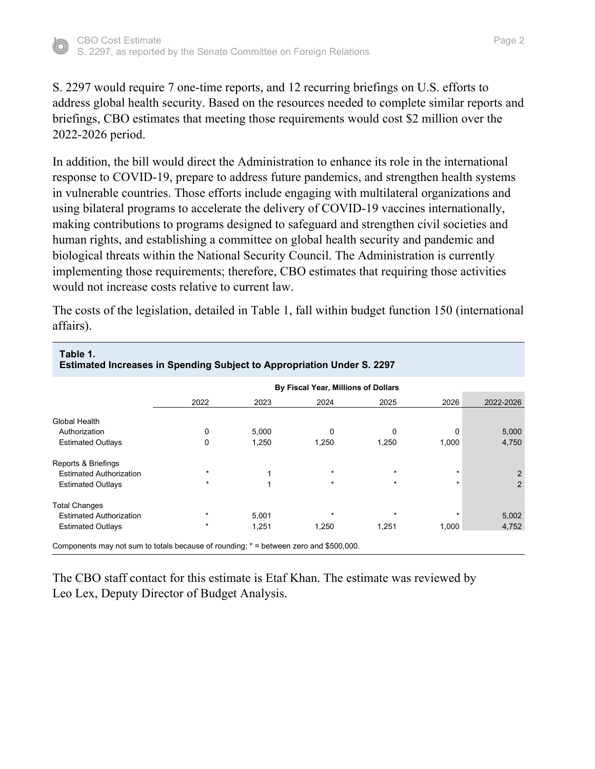S. 2297 would require 7 one-time reports, and 12 recurring briefings on U.S. efforts to address global health security. Based on the resources needed to complete similar reports and briefings, CBO estimates that meeting those requirements would cost $2 million over the 2022-2026 period.

In addition, the bill would direct the Administration to enhance its role in the international response to COVID-19, prepare to address future pandemics, and strengthen health systems in vulnerable countries. Those efforts include engaging with multilateral organizations and using bilateral programs to accelerate the delivery of COVID-19 vaccines internationally, making contributions to programs designed to safeguard and strengthen civil societies and human rights, and establishing a committee on global health security and pandemic and biological threats within the National Security Council. The Administration is currently implementing those requirements; therefore, CBO estimates that requiring those activities would not increase costs relative to current law.

The costs of the legislation, detailed in Table 1, fall within budget function 150 (international affairs).

**Table 1.**
**Estimated Increases in Spending Subject to Appropriation Under S. 2297**

| | By Fiscal Year, Millions of Dollars | | | | | |
|---|---|---|---|---|---|---|
| | 2022 | 2023 | 2024 | 2025 | 2026 | 2022-2026 |
| **Global Health** | | | | | | |
| Authorization | 0 | 5,000 | 0 | 0 | 0 | 5,000 |
| Estimated Outlays | 0 | 1,250 | 1,250 | 1,250 | 1,000 | 4,750 |
| **Reports & Briefings** | | | | | | |
| Estimated Authorization | * | 1 | * | * | * | 2 |
| Estimated Outlays | * | 1 | * | * | * | 2 |
| **Total Changes** | | | | | | |
| Estimated Authorization | * | 5,001 | * | * | * | 5,002 |
| Estimated Outlays | * | 1,251 | 1,250 | 1,251 | 1,000 | 4,752 |

Components may not sum to totals because of rounding; * = between zero and $500,000.

The CBO staff contact for this estimate is Etaf Khan. The estimate was reviewed by Leo Lex, Deputy Director of Budget Analysis.